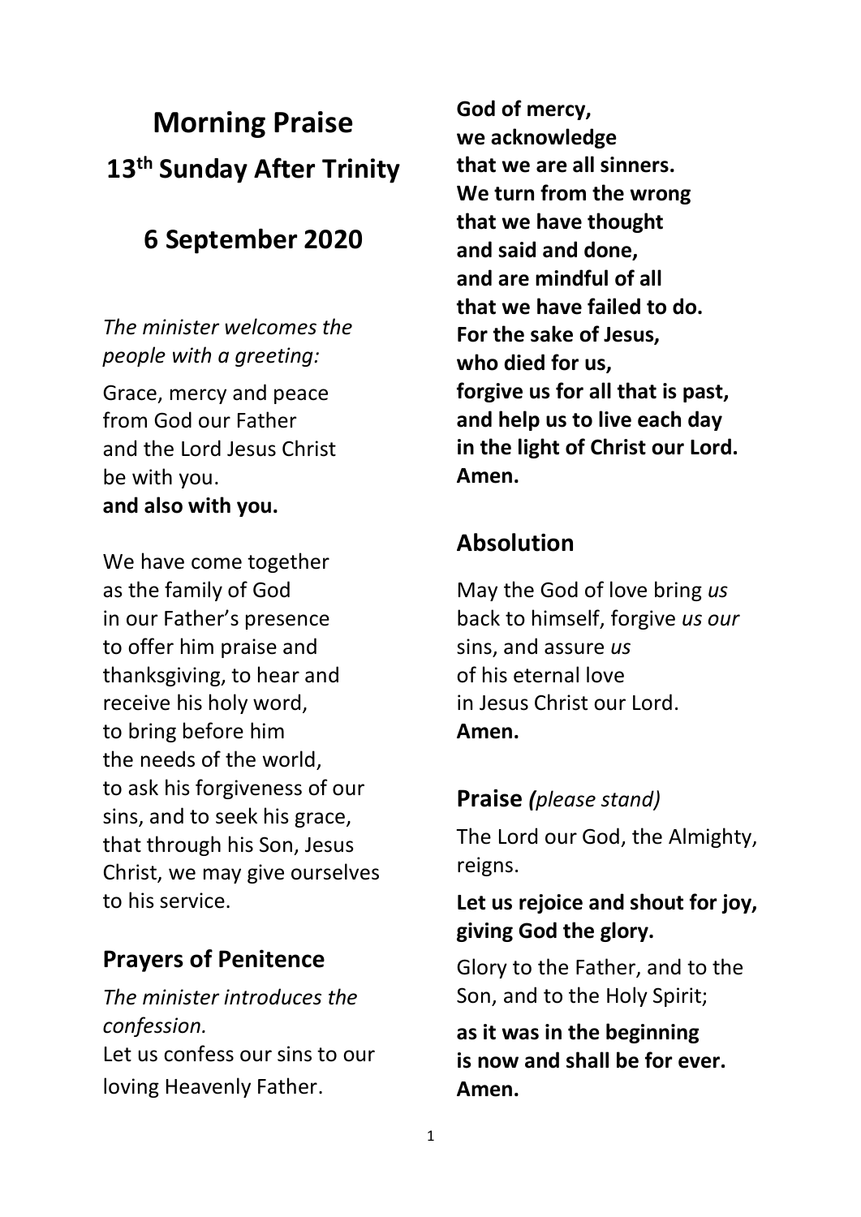# Morning Praise

## 13th Sunday After Trinity

## 6 September 2020

*The minister welcomes the people with a greeting:*

Grace, mercy and peace
from God our Father
and the Lord Jesus Christ
be with you.
**and also with you.**

We have come together
as the family of God
in our Father's presence
to offer him praise and
thanksgiving, to hear and
receive his holy word,
to bring before him
the needs of the world,
to ask his forgiveness of our
sins, and to seek his grace,
that through his Son, Jesus
Christ, we may give ourselves
to his service.

## Prayers of Penitence

*The minister introduces the confession.*
Let us confess our sins to our
loving Heavenly Father.

**God of mercy,
we acknowledge
that we are all sinners.
We turn from the wrong
that we have thought
and said and done,
and are mindful of all
that we have failed to do.
For the sake of Jesus,
who died for us,
forgive us for all that is past,
and help us to live each day
in the light of Christ our Lord.
Amen.**

## Absolution

May the God of love bring *us*
back to himself, forgive *us our*
sins, and assure *us*
of his eternal love
in Jesus Christ our Lord.
**Amen.**

## Praise *(please stand)*

The Lord our God, the Almighty, reigns.

**Let us rejoice and shout for joy, giving God the glory.**

Glory to the Father, and to the Son, and to the Holy Spirit;

**as it was in the beginning
is now and shall be for ever.
Amen.**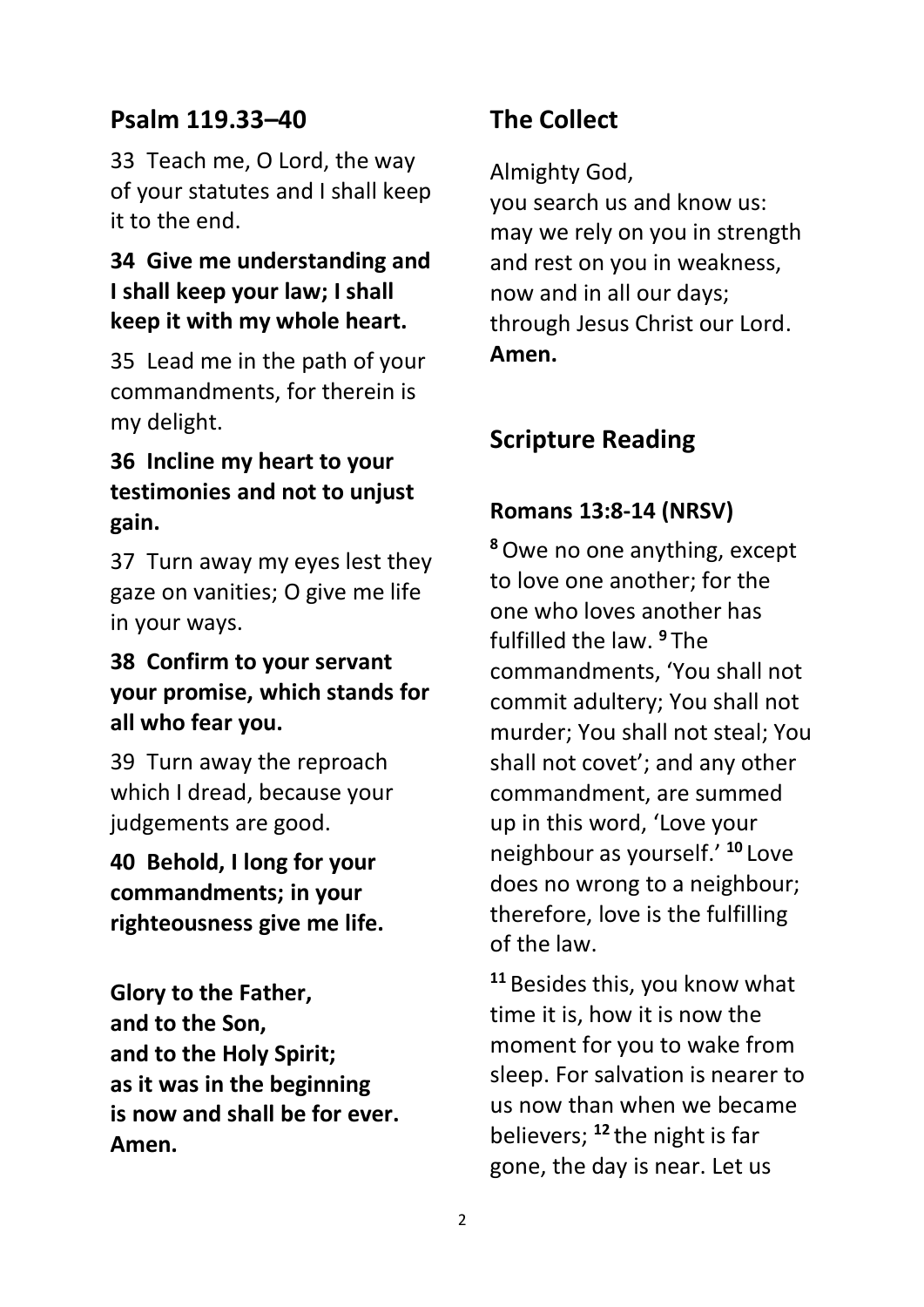## Psalm 119.33–40

33 Teach me, O Lord, the way of your statutes and I shall keep it to the end.

**34 Give me understanding and I shall keep your law; I shall keep it with my whole heart.**

35 Lead me in the path of your commandments, for therein is my delight.

**36 Incline my heart to your testimonies and not to unjust gain.**

37 Turn away my eyes lest they gaze on vanities; O give me life in your ways.

**38 Confirm to your servant your promise, which stands for all who fear you.**

39 Turn away the reproach which I dread, because your judgements are good.

**40 Behold, I long for your commandments; in your righteousness give me life.**

**Glory to the Father,**
**and to the Son,**
**and to the Holy Spirit;**
**as it was in the beginning**
**is now and shall be for ever.**
**Amen.**

## The Collect

Almighty God,
you search us and know us:
may we rely on you in strength
and rest on you in weakness,
now and in all our days;
through Jesus Christ our Lord.
**Amen.**

## Scripture Reading

### Romans 13:8-14 (NRSV)

**8** Owe no one anything, except to love one another; for the one who loves another has fulfilled the law. **9** The commandments, 'You shall not commit adultery; You shall not murder; You shall not steal; You shall not covet'; and any other commandment, are summed up in this word, 'Love your neighbour as yourself.' **10** Love does no wrong to a neighbour; therefore, love is the fulfilling of the law.

**11** Besides this, you know what time it is, how it is now the moment for you to wake from sleep. For salvation is nearer to us now than when we became believers; **12** the night is far gone, the day is near. Let us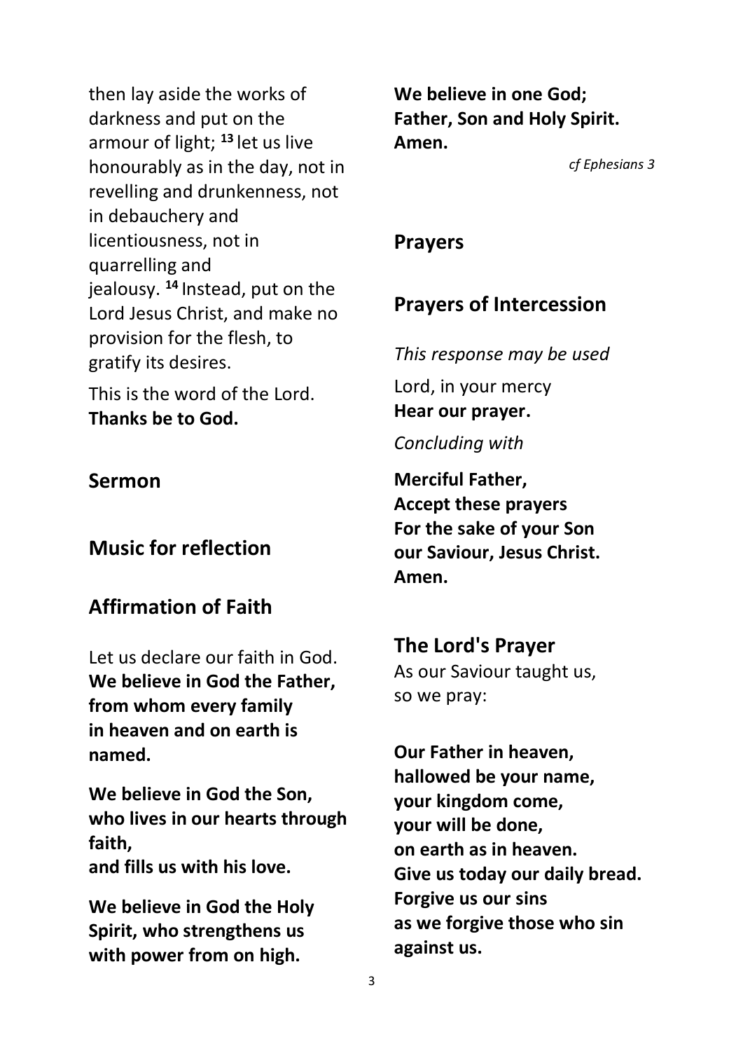then lay aside the works of darkness and put on the armour of light; [13] let us live honourably as in the day, not in revelling and drunkenness, not in debauchery and licentiousness, not in quarrelling and jealousy. [14] Instead, put on the Lord Jesus Christ, and make no provision for the flesh, to gratify its desires.

This is the word of the Lord.
**Thanks be to God.**

## Sermon

## Music for reflection

## Affirmation of Faith

Let us declare our faith in God.
**We believe in God the Father, from whom every family in heaven and on earth is named.**

**We believe in God the Son, who lives in our hearts through faith, and fills us with his love.**

**We believe in God the Holy Spirit, who strengthens us with power from on high.**

**We believe in one God; Father, Son and Holy Spirit. Amen.**

*cf Ephesians 3*

## Prayers

## Prayers of Intercession

*This response may be used*

Lord, in your mercy
**Hear our prayer.**

*Concluding with*

**Merciful Father,
Accept these prayers
For the sake of your Son
our Saviour, Jesus Christ.
Amen.**

## The Lord's Prayer

As our Saviour taught us, so we pray:

**Our Father in heaven,
hallowed be your name,
your kingdom come,
your will be done,
on earth as in heaven.
Give us today our daily bread.
Forgive us our sins
as we forgive those who sin against us.**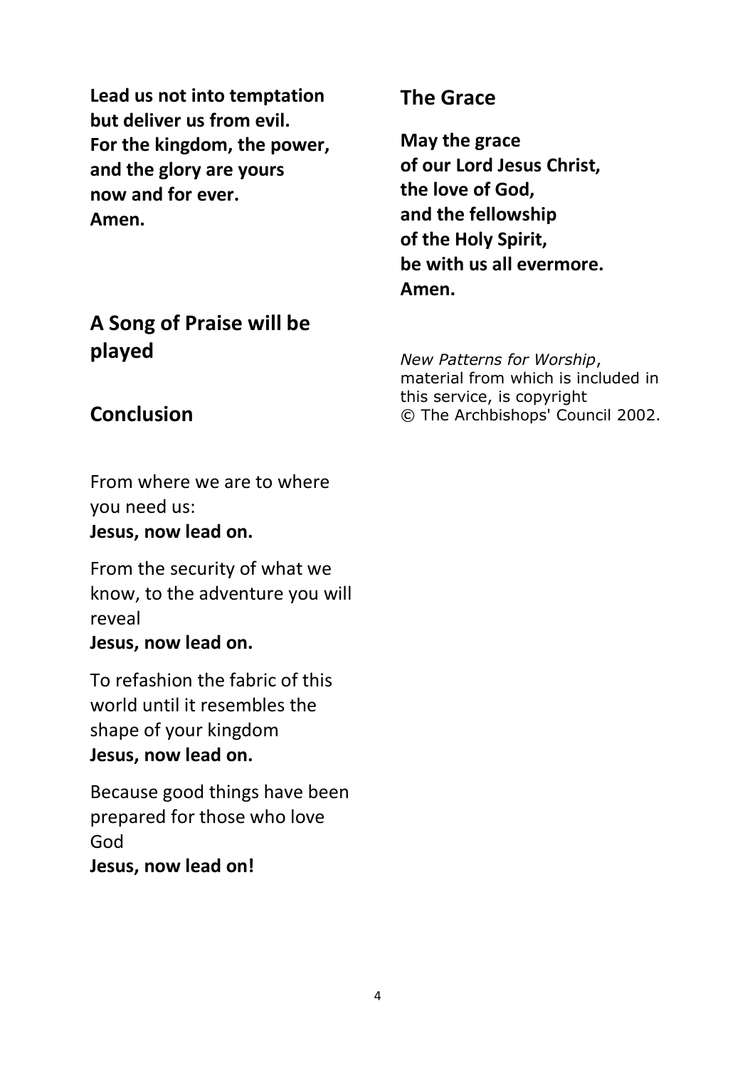**Lead us not into temptation**
**but deliver us from evil.**
**For the kingdom, the power,**
**and the glory are yours**
**now and for ever.**
**Amen.**

## A Song of Praise will be played

## Conclusion

From where we are to where you need us:
**Jesus, now lead on.**

From the security of what we know, to the adventure you will reveal
**Jesus, now lead on.**

To refashion the fabric of this world until it resembles the shape of your kingdom
**Jesus, now lead on.**

Because good things have been prepared for those who love God
**Jesus, now lead on!**

## The Grace

**May the grace**
**of our Lord Jesus Christ,**
**the love of God,**
**and the fellowship**
**of the Holy Spirit,**
**be with us all evermore.**
**Amen.**

*New Patterns for Worship*, material from which is included in this service, is copyright © The Archbishops' Council 2002.